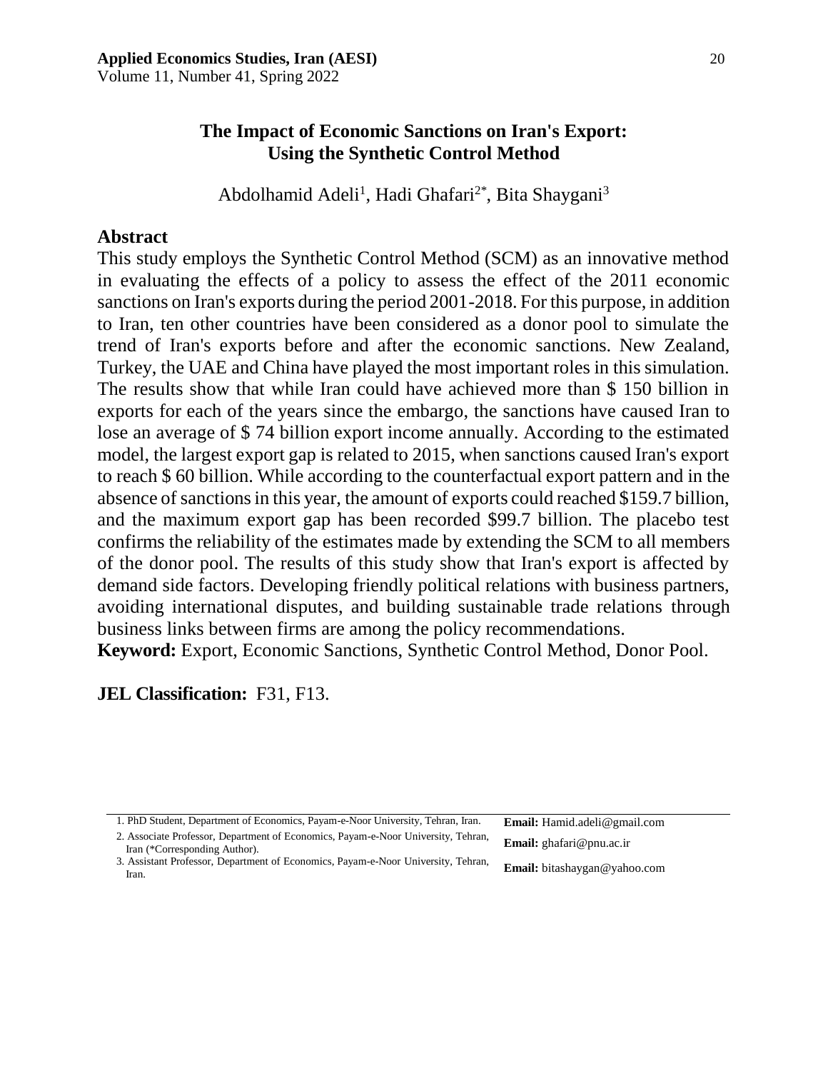# The Impact of Economic Sanctions on Iran's Export: Using the Synthetic Control Method

Abdolhamid Adeli[1], Hadi Ghafari[2*], Bita Shaygani[3]

## Abstract

This study employs the Synthetic Control Method (SCM) as an innovative method in evaluating the effects of a policy to assess the effect of the 2011 economic sanctions on Iran's exports during the period 2001-2018. For this purpose, in addition to Iran, ten other countries have been considered as a donor pool to simulate the trend of Iran's exports before and after the economic sanctions. New Zealand, Turkey, the UAE and China have played the most important roles in this simulation. The results show that while Iran could have achieved more than $ 150 billion in exports for each of the years since the embargo, the sanctions have caused Iran to lose an average of $ 74 billion export income annually. According to the estimated model, the largest export gap is related to 2015, when sanctions caused Iran's export to reach $ 60 billion. While according to the counterfactual export pattern and in the absence of sanctions in this year, the amount of exports could reached $159.7 billion, and the maximum export gap has been recorded $99.7 billion. The placebo test confirms the reliability of the estimates made by extending the SCM to all members of the donor pool. The results of this study show that Iran's export is affected by demand side factors. Developing friendly political relations with business partners, avoiding international disputes, and building sustainable trade relations through business links between firms are among the policy recommendations.

**Keyword:** Export, Economic Sanctions, Synthetic Control Method, Donor Pool.

**JEL Classification:** F31, F13.

---

1. PhD Student, Department of Economics, Payam-e-Noor University, Tehran, Iran. **Email:** Hamid.adeli@gmail.com
2. Associate Professor, Department of Economics, Payam-e-Noor University, Tehran, Iran (*Corresponding Author). **Email:** ghafari@pnu.ac.ir
3. Assistant Professor, Department of Economics, Payam-e-Noor University, Tehran, Iran. **Email:** bitashaygan@yahoo.com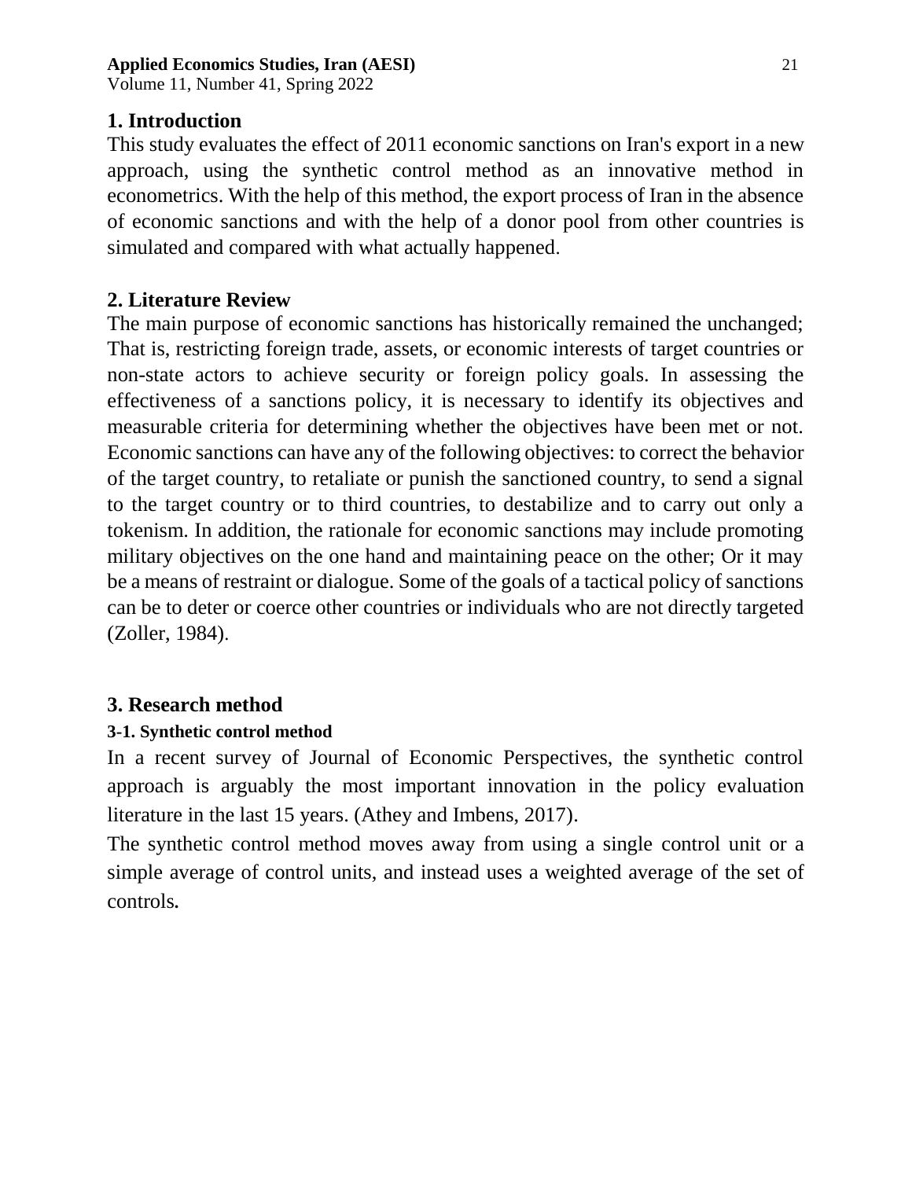## 1. Introduction

This study evaluates the effect of 2011 economic sanctions on Iran's export in a new approach, using the synthetic control method as an innovative method in econometrics. With the help of this method, the export process of Iran in the absence of economic sanctions and with the help of a donor pool from other countries is simulated and compared with what actually happened.

## 2. Literature Review

The main purpose of economic sanctions has historically remained the unchanged; That is, restricting foreign trade, assets, or economic interests of target countries or non-state actors to achieve security or foreign policy goals. In assessing the effectiveness of a sanctions policy, it is necessary to identify its objectives and measurable criteria for determining whether the objectives have been met or not. Economic sanctions can have any of the following objectives: to correct the behavior of the target country, to retaliate or punish the sanctioned country, to send a signal to the target country or to third countries, to destabilize and to carry out only a tokenism. In addition, the rationale for economic sanctions may include promoting military objectives on the one hand and maintaining peace on the other; Or it may be a means of restraint or dialogue. Some of the goals of a tactical policy of sanctions can be to deter or coerce other countries or individuals who are not directly targeted (Zoller, 1984).

## 3. Research method

### 3-1. Synthetic control method

In a recent survey of Journal of Economic Perspectives, the synthetic control approach is arguably the most important innovation in the policy evaluation literature in the last 15 years. (Athey and Imbens, 2017).

The synthetic control method moves away from using a single control unit or a simple average of control units, and instead uses a weighted average of the set of controls**.**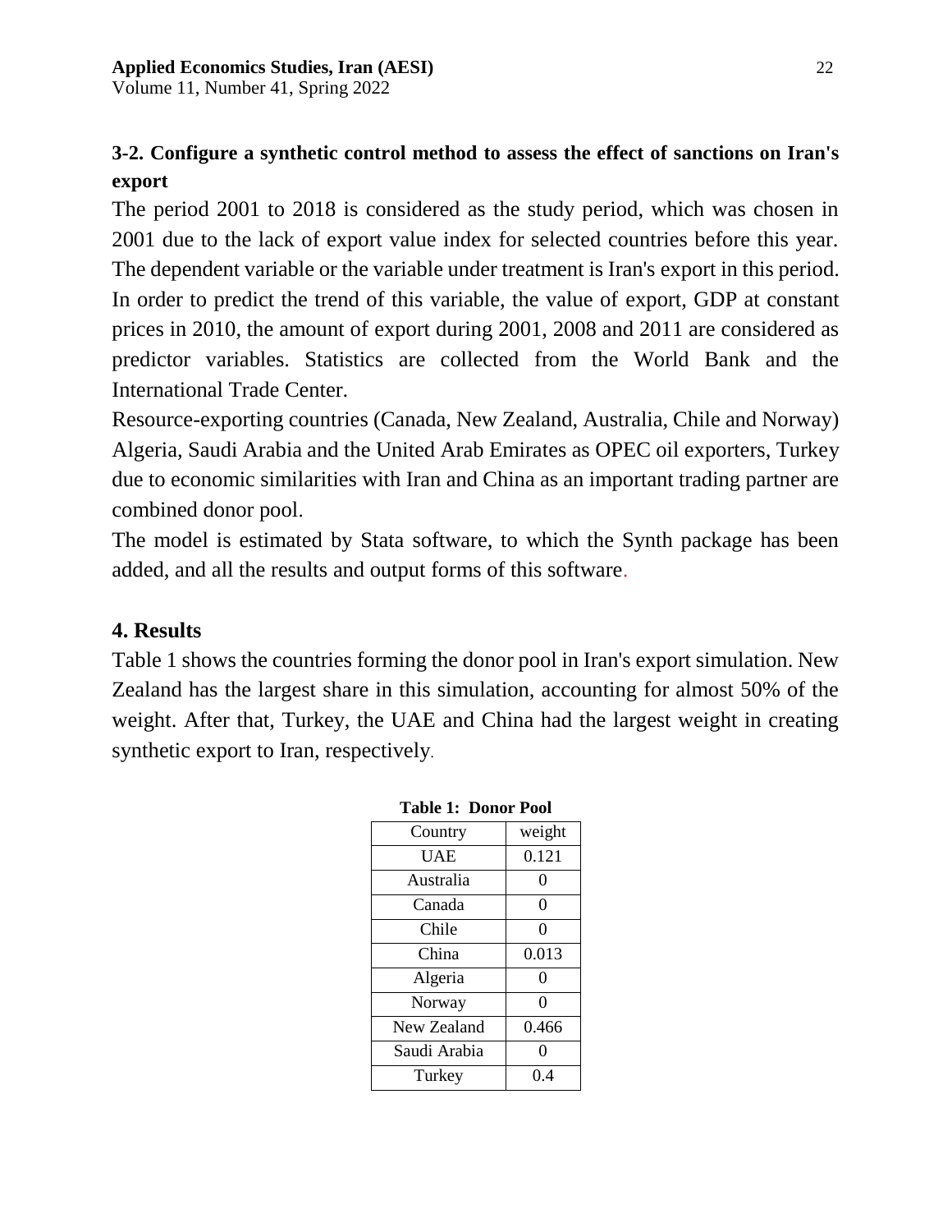### 3-2. Configure a synthetic control method to assess the effect of sanctions on Iran's export

The period 2001 to 2018 is considered as the study period, which was chosen in 2001 due to the lack of export value index for selected countries before this year. The dependent variable or the variable under treatment is Iran's export in this period. In order to predict the trend of this variable, the value of export, GDP at constant prices in 2010, the amount of export during 2001, 2008 and 2011 are considered as predictor variables. Statistics are collected from the World Bank and the International Trade Center.

Resource-exporting countries (Canada, New Zealand, Australia, Chile and Norway) Algeria, Saudi Arabia and the United Arab Emirates as OPEC oil exporters, Turkey due to economic similarities with Iran and China as an important trading partner are combined donor pool.

The model is estimated by Stata software, to which the Synth package has been added, and all the results and output forms of this software.

## 4. Results

Table 1 shows the countries forming the donor pool in Iran's export simulation. New Zealand has the largest share in this simulation, accounting for almost 50% of the weight. After that, Turkey, the UAE and China had the largest weight in creating synthetic export to Iran, respectively.

**Table 1: Donor Pool**

| Country | weight |
|---|---|
| UAE | 0.121 |
| Australia | 0 |
| Canada | 0 |
| Chile | 0 |
| China | 0.013 |
| Algeria | 0 |
| Norway | 0 |
| New Zealand | 0.466 |
| Saudi Arabia | 0 |
| Turkey | 0.4 |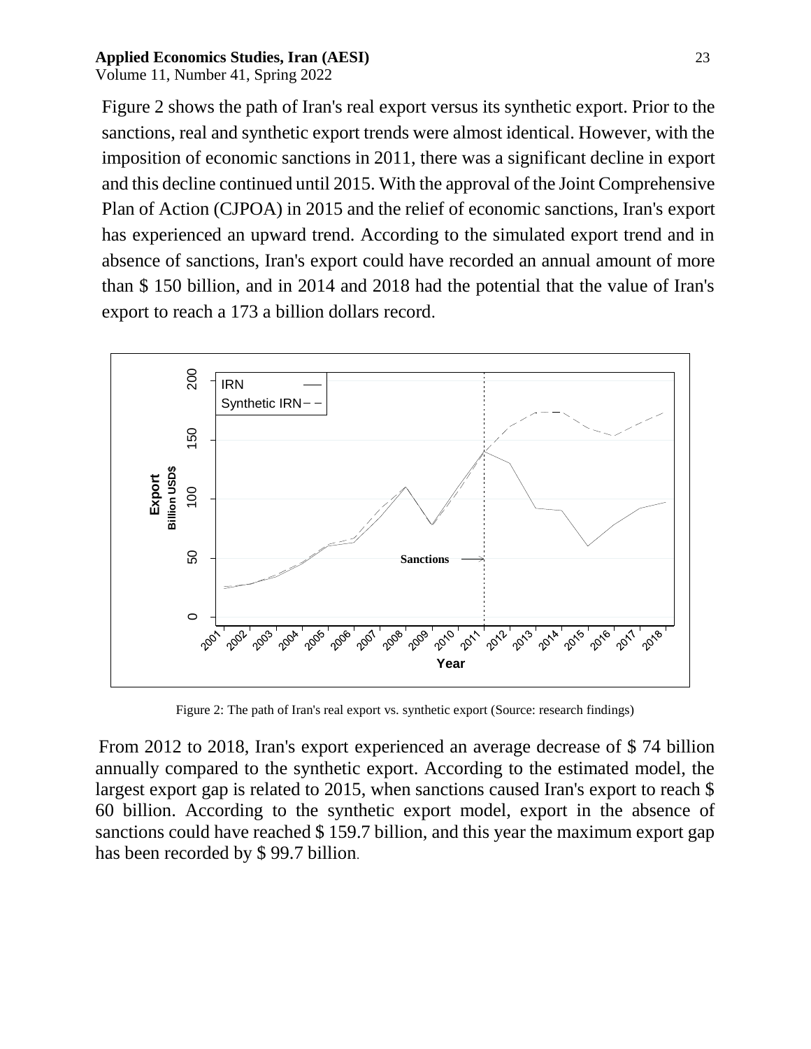Figure 2 shows the path of Iran's real export versus its synthetic export. Prior to the sanctions, real and synthetic export trends were almost identical. However, with the imposition of economic sanctions in 2011, there was a significant decline in export and this decline continued until 2015. With the approval of the Joint Comprehensive Plan of Action (CJPOA) in 2015 and the relief of economic sanctions, Iran's export has experienced an upward trend. According to the simulated export trend and in absence of sanctions, Iran's export could have recorded an annual amount of more than $ 150 billion, and in 2014 and 2018 had the potential that the value of Iran's export to reach a 173 a billion dollars record.

Figure 2: The path of Iran's real export vs. synthetic export (Source: research findings)

From 2012 to 2018, Iran's export experienced an average decrease of $ 74 billion annually compared to the synthetic export. According to the estimated model, the largest export gap is related to 2015, when sanctions caused Iran's export to reach $ 60 billion. According to the synthetic export model, export in the absence of sanctions could have reached $ 159.7 billion, and this year the maximum export gap has been recorded by $ 99.7 billion.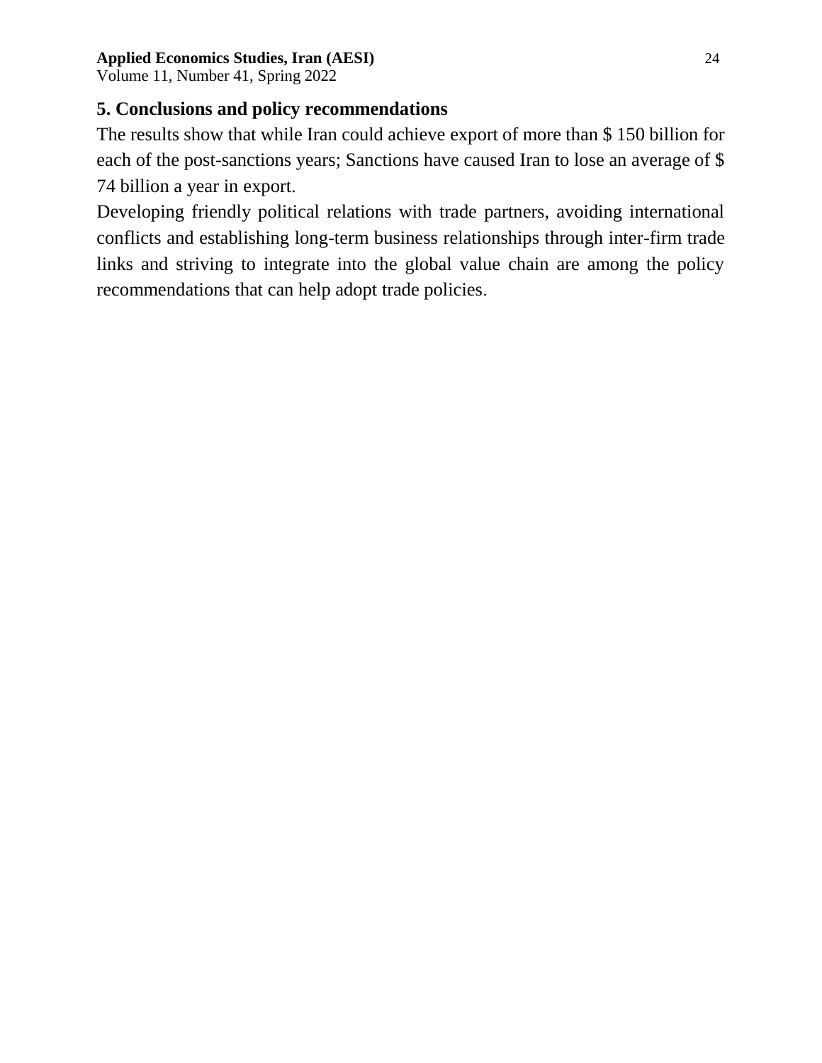## 5. Conclusions and policy recommendations

The results show that while Iran could achieve export of more than $ 150 billion for each of the post-sanctions years; Sanctions have caused Iran to lose an average of $ 74 billion a year in export.

Developing friendly political relations with trade partners, avoiding international conflicts and establishing long-term business relationships through inter-firm trade links and striving to integrate into the global value chain are among the policy recommendations that can help adopt trade policies.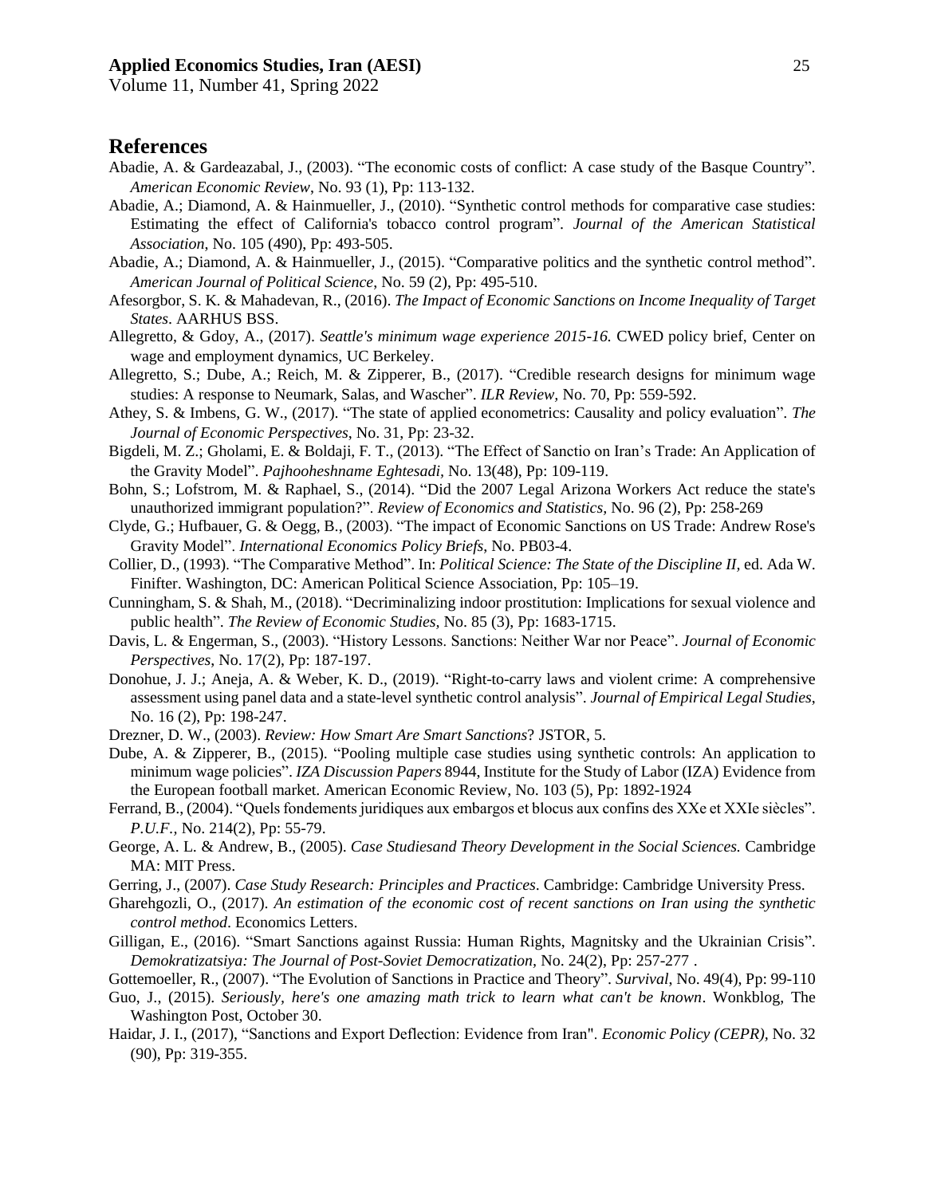## References

Abadie, A. & Gardeazabal, J., (2003). "The economic costs of conflict: A case study of the Basque Country". *American Economic Review*, No. 93 (1), Pp: 113-132.

Abadie, A.; Diamond, A. & Hainmueller, J., (2010). "Synthetic control methods for comparative case studies: Estimating the effect of California's tobacco control program". *Journal of the American Statistical Association*, No. 105 (490), Pp: 493-505.

Abadie, A.; Diamond, A. & Hainmueller, J., (2015). "Comparative politics and the synthetic control method". *American Journal of Political Science*, No. 59 (2), Pp: 495-510.

Afesorgbor, S. K. & Mahadevan, R., (2016). *The Impact of Economic Sanctions on Income Inequality of Target States*. AARHUS BSS.

Allegretto, & Gdoy, A., (2017). *Seattle's minimum wage experience 2015-16.* CWED policy brief, Center on wage and employment dynamics, UC Berkeley.

Allegretto, S.; Dube, A.; Reich, M. & Zipperer, B., (2017). "Credible research designs for minimum wage studies: A response to Neumark, Salas, and Wascher". *ILR Review*, No. 70, Pp: 559-592.

Athey, S. & Imbens, G. W., (2017). "The state of applied econometrics: Causality and policy evaluation". *The Journal of Economic Perspectives*, No. 31, Pp: 23-32.

Bigdeli, M. Z.; Gholami, E. & Boldaji, F. T., (2013). "The Effect of Sanctio on Iran's Trade: An Application of the Gravity Model". *Pajhooheshname Eghtesadi*, No. 13(48), Pp: 109-119.

Bohn, S.; Lofstrom, M. & Raphael, S., (2014). "Did the 2007 Legal Arizona Workers Act reduce the state's unauthorized immigrant population?". *Review of Economics and Statistics,* No. 96 (2), Pp: 258-269

Clyde, G.; Hufbauer, G. & Oegg, B., (2003). "The impact of Economic Sanctions on US Trade: Andrew Rose's Gravity Model". *International Economics Policy Briefs*, No. PB03-4.

Collier, D., (1993). "The Comparative Method". In: *Political Science: The State of the Discipline II,* ed. Ada W. Finifter. Washington, DC: American Political Science Association, Pp: 105–19.

Cunningham, S. & Shah, M., (2018). "Decriminalizing indoor prostitution: Implications for sexual violence and public health". *The Review of Economic Studies,* No. 85 (3), Pp: 1683-1715.

Davis, L. & Engerman, S., (2003). "History Lessons. Sanctions: Neither War nor Peace". *Journal of Economic Perspectives*, No. 17(2), Pp: 187-197.

Donohue, J. J.; Aneja, A. & Weber, K. D., (2019). "Right-to-carry laws and violent crime: A comprehensive assessment using panel data and a state-level synthetic control analysis". *Journal of Empirical Legal Studies*, No. 16 (2), Pp: 198-247.

Drezner, D. W., (2003). *Review: How Smart Are Smart Sanctions*? JSTOR, 5.

Dube, A. & Zipperer, B., (2015). "Pooling multiple case studies using synthetic controls: An application to minimum wage policies". *IZA Discussion Papers* 8944, Institute for the Study of Labor (IZA) Evidence from the European football market. American Economic Review, No. 103 (5), Pp: 1892-1924

Ferrand, B., (2004). "Quels fondements juridiques aux embargos et blocus aux confins des XXe et XXIe siècles". *P.U.F.*, No. 214(2), Pp: 55-79.

George, A. L. & Andrew, B., (2005). *Case Studiesand Theory Development in the Social Sciences.* Cambridge MA: MIT Press.

Gerring, J., (2007). *Case Study Research: Principles and Practices*. Cambridge: Cambridge University Press.

Gharehgozli, O., (2017). *An estimation of the economic cost of recent sanctions on Iran using the synthetic control method*. Economics Letters.

Gilligan, E., (2016). "Smart Sanctions against Russia: Human Rights, Magnitsky and the Ukrainian Crisis". *Demokratizatsiya: The Journal of Post-Soviet Democratization,* No. 24(2), Pp: 257-277 .

Gottemoeller, R., (2007). "The Evolution of Sanctions in Practice and Theory". *Survival*, No. 49(4), Pp: 99-110

Guo, J., (2015). *Seriously, here's one amazing math trick to learn what can't be known*. Wonkblog, The Washington Post, October 30.

Haidar, J. I., (2017), "Sanctions and Export Deflection: Evidence from Iran". *Economic Policy (CEPR),* No. 32 (90), Pp: 319-355.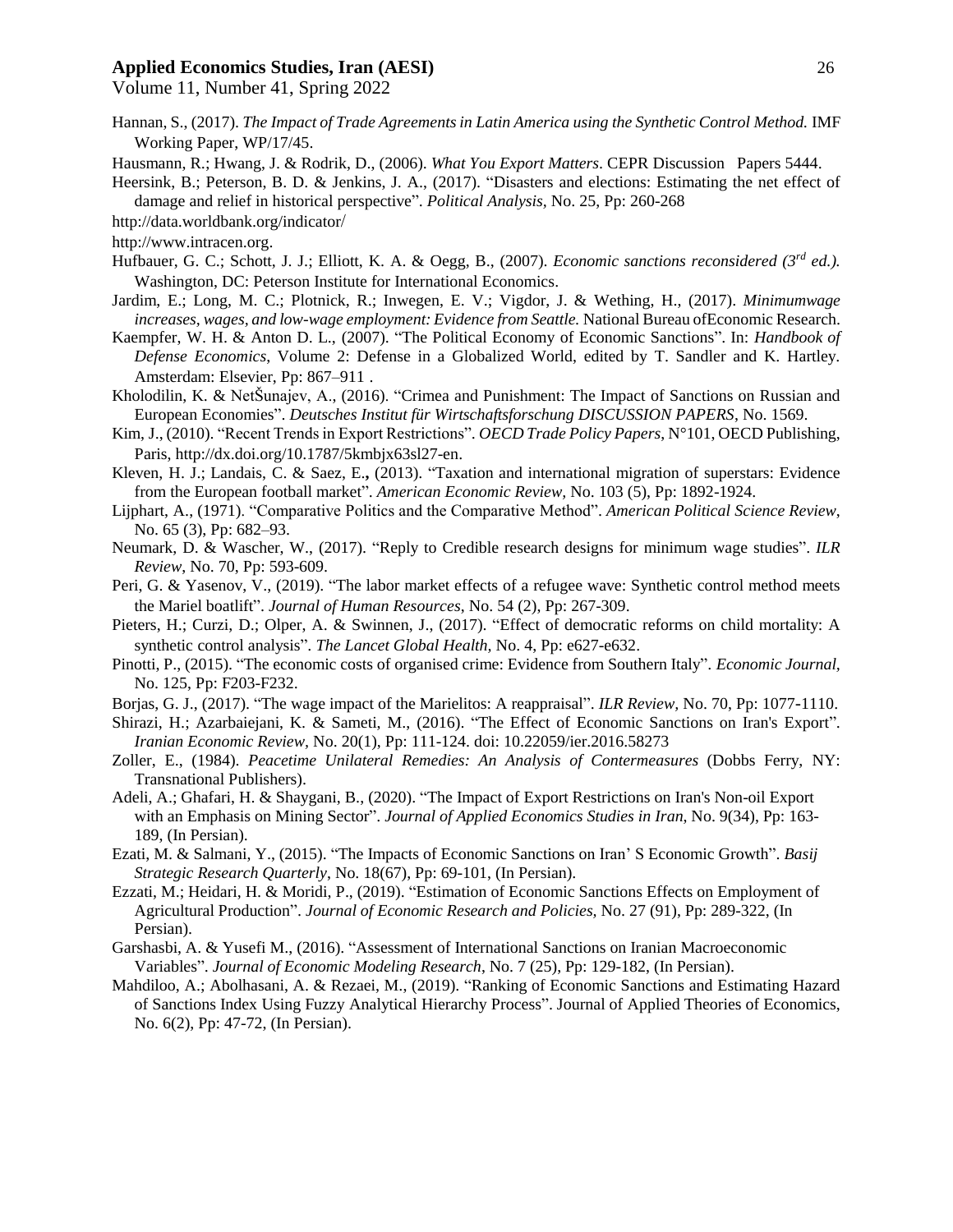Hannan, S., (2017). *The Impact of Trade Agreements in Latin America using the Synthetic Control Method.* IMF Working Paper, WP/17/45.

Hausmann, R.; Hwang, J. & Rodrik, D., (2006). *What You Export Matters*. CEPR Discussion Papers 5444.

Heersink, B.; Peterson, B. D. & Jenkins, J. A., (2017). "Disasters and elections: Estimating the net effect of damage and relief in historical perspective". *Political Analysis*, No. 25, Pp: 260-268

http://data.worldbank.org/indicator/

http://www.intracen.org.

Hufbauer, G. C.; Schott, J. J.; Elliott, K. A. & Oegg, B., (2007). *Economic sanctions reconsidered (3rd ed.).* Washington, DC: Peterson Institute for International Economics.

Jardim, E.; Long, M. C.; Plotnick, R.; Inwegen, E. V.; Vigdor, J. & Wething, H., (2017). *Minimumwage increases, wages, and low-wage employment: Evidence from Seattle.* National Bureau ofEconomic Research.

Kaempfer, W. H. & Anton D. L., (2007). "The Political Economy of Economic Sanctions". In: *Handbook of Defense Economics*, Volume 2: Defense in a Globalized World, edited by T. Sandler and K. Hartley. Amsterdam: Elsevier, Pp: 867–911 .

Kholodilin, K. & NetŠunajev, A., (2016). "Crimea and Punishment: The Impact of Sanctions on Russian and European Economies". *Deutsches Institut für Wirtschaftsforschung DISCUSSION PAPERS*, No. 1569.

Kim, J., (2010). "Recent Trends in Export Restrictions". *OECD Trade Policy Papers*, N°101, OECD Publishing, Paris, http://dx.doi.org/10.1787/5kmbjx63sl27-en.

Kleven, H. J.; Landais, C. & Saez, E., (2013). "Taxation and international migration of superstars: Evidence from the European football market". *American Economic Review*, No. 103 (5), Pp: 1892-1924.

Lijphart, A., (1971). "Comparative Politics and the Comparative Method". *American Political Science Review*, No. 65 (3), Pp: 682–93.

Neumark, D. & Wascher, W., (2017). "Reply to Credible research designs for minimum wage studies". *ILR Review*, No. 70, Pp: 593-609.

Peri, G. & Yasenov, V., (2019). "The labor market effects of a refugee wave: Synthetic control method meets the Mariel boatlift". *Journal of Human Resources*, No. 54 (2), Pp: 267-309.

Pieters, H.; Curzi, D.; Olper, A. & Swinnen, J., (2017). "Effect of democratic reforms on child mortality: A synthetic control analysis". *The Lancet Global Health*, No. 4, Pp: e627-e632.

Pinotti, P., (2015). "The economic costs of organised crime: Evidence from Southern Italy". *Economic Journal*, No. 125, Pp: F203-F232.

Borjas, G. J., (2017). "The wage impact of the Marielitos: A reappraisal". *ILR Review*, No. 70, Pp: 1077-1110.

Shirazi, H.; Azarbaiejani, K. & Sameti, M., (2016). "The Effect of Economic Sanctions on Iran's Export". *Iranian Economic Review*, No. 20(1), Pp: 111-124. doi: 10.22059/ier.2016.58273

Zoller, E., (1984). *Peacetime Unilateral Remedies: An Analysis of Contermeasures* (Dobbs Ferry, NY: Transnational Publishers).

Adeli, A.; Ghafari, H. & Shaygani, B., (2020). "The Impact of Export Restrictions on Iran's Non-oil Export with an Emphasis on Mining Sector". *Journal of Applied Economics Studies in Iran*, No. 9(34), Pp: 163-189, (In Persian).

Ezati, M. & Salmani, Y., (2015). "The Impacts of Economic Sanctions on Iran' S Economic Growth". *Basij Strategic Research Quarterly*, No. 18(67), Pp: 69-101, (In Persian).

Ezzati, M.; Heidari, H. & Moridi, P., (2019). "Estimation of Economic Sanctions Effects on Employment of Agricultural Production". *Journal of Economic Research and Policies*, No. 27 (91), Pp: 289-322, (In Persian).

Garshasbi, A. & Yusefi M., (2016). "Assessment of International Sanctions on Iranian Macroeconomic Variables". *Journal of Economic Modeling Research*, No. 7 (25), Pp: 129-182, (In Persian).

Mahdiloo, A.; Abolhasani, A. & Rezaei, M., (2019). "Ranking of Economic Sanctions and Estimating Hazard of Sanctions Index Using Fuzzy Analytical Hierarchy Process". Journal of Applied Theories of Economics, No. 6(2), Pp: 47-72, (In Persian).